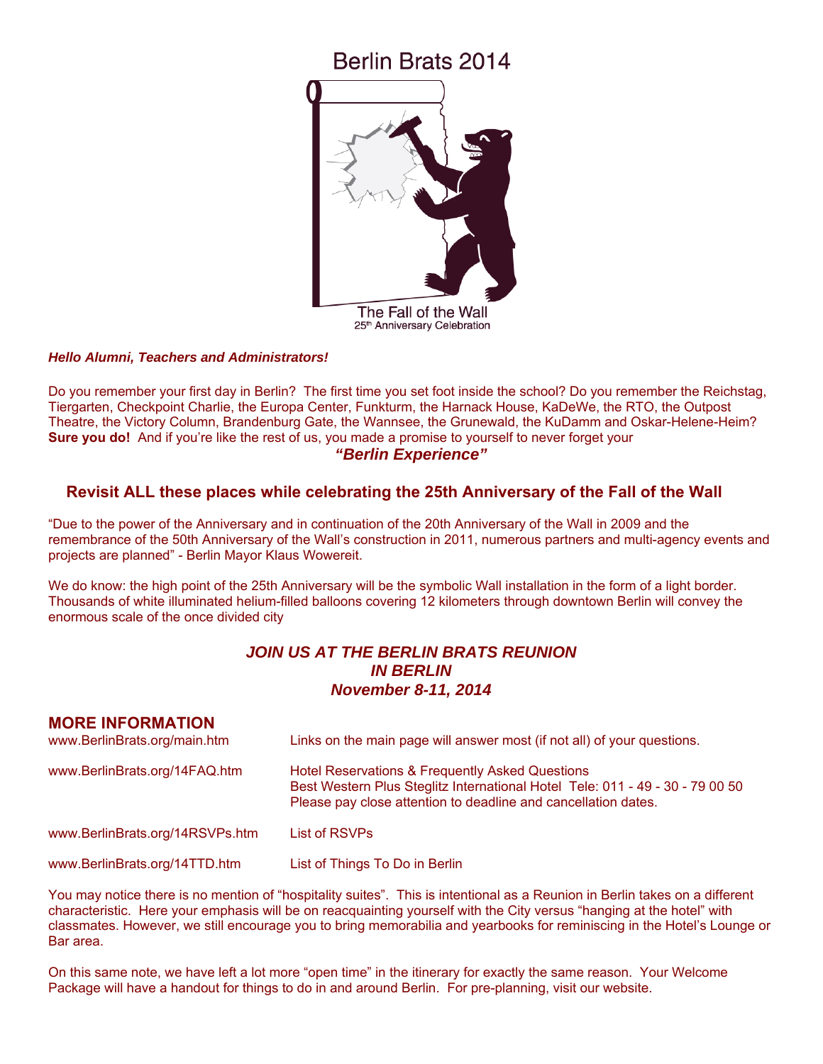# Berlin Brats 2014

The Fall of the Wall
25th Anniversary Celebration

***Hello Alumni, Teachers and Administrators!***

Do you remember your first day in Berlin? The first time you set foot inside the school? Do you remember the Reichstag, Tiergarten, Checkpoint Charlie, the Europa Center, Funkturm, the Harnack House, KaDeWe, the RTO, the Outpost Theatre, the Victory Column, Brandenburg Gate, the Wannsee, the Grunewald, the KuDamm and Oskar-Helene-Heim? **Sure you do!** And if you're like the rest of us, you made a promise to yourself to never forget your

***"Berlin Experience"***

## Revisit ALL these places while celebrating the 25th Anniversary of the Fall of the Wall

"Due to the power of the Anniversary and in continuation of the 20th Anniversary of the Wall in 2009 and the remembrance of the 50th Anniversary of the Wall's construction in 2011, numerous partners and multi-agency events and projects are planned" - Berlin Mayor Klaus Wowereit.

We do know: the high point of the 25th Anniversary will be the symbolic Wall installation in the form of a light border. Thousands of white illuminated helium-filled balloons covering 12 kilometers through downtown Berlin will convey the enormous scale of the once divided city

***JOIN US AT THE BERLIN BRATS REUNION***
***IN BERLIN***
***November 8-11, 2014***

## MORE INFORMATION

| | |
|---|---|
| www.BerlinBrats.org/main.htm | Links on the main page will answer most (if not all) of your questions. |
| www.BerlinBrats.org/14FAQ.htm | Hotel Reservations & Frequently Asked Questions<br>Best Western Plus Steglitz International Hotel Tele: 011 - 49 - 30 - 79 00 50<br>Please pay close attention to deadline and cancellation dates. |
| www.BerlinBrats.org/14RSVPs.htm | List of RSVPs |
| www.BerlinBrats.org/14TTD.htm | List of Things To Do in Berlin |

You may notice there is no mention of "hospitality suites". This is intentional as a Reunion in Berlin takes on a different characteristic. Here your emphasis will be on reacquainting yourself with the City versus "hanging at the hotel" with classmates. However, we still encourage you to bring memorabilia and yearbooks for reminiscing in the Hotel's Lounge or Bar area.

On this same note, we have left a lot more "open time" in the itinerary for exactly the same reason. Your Welcome Package will have a handout for things to do in and around Berlin. For pre-planning, visit our website.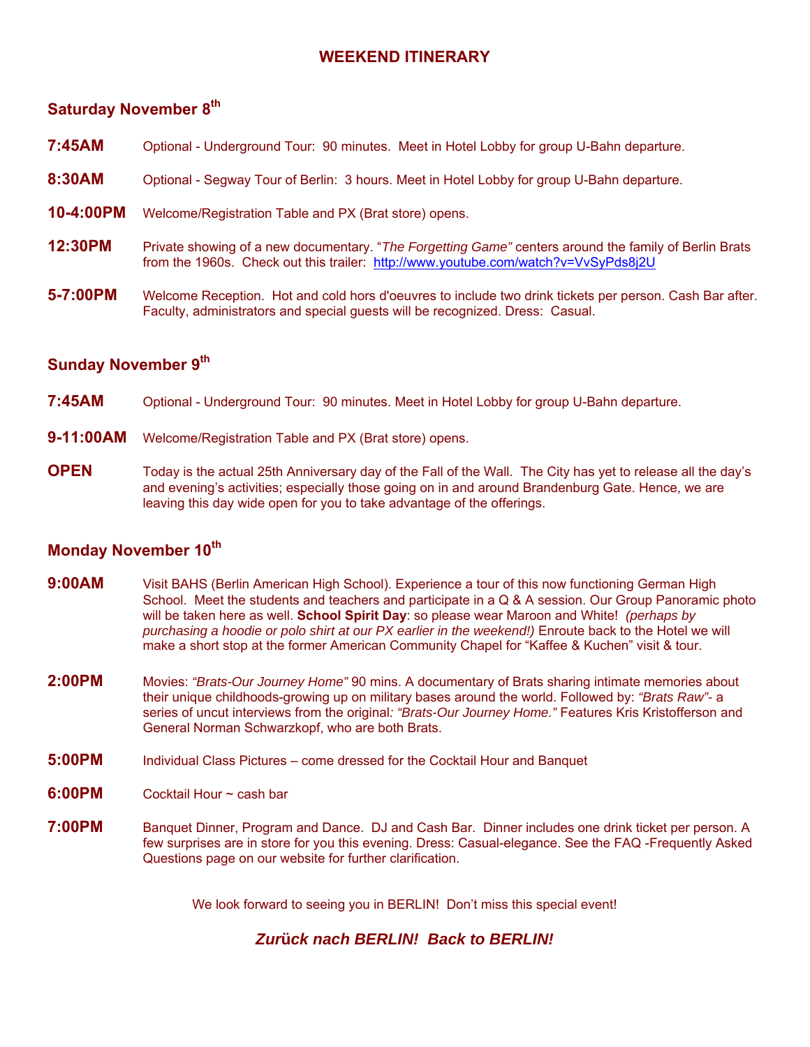# WEEKEND ITINERARY

## Saturday November 8th

**7:45AM** Optional - Underground Tour: 90 minutes. Meet in Hotel Lobby for group U-Bahn departure.

**8:30AM** Optional - Segway Tour of Berlin: 3 hours. Meet in Hotel Lobby for group U-Bahn departure.

**10-4:00PM** Welcome/Registration Table and PX (Brat store) opens.

**12:30PM** Private showing of a new documentary. "*The Forgetting Game*" centers around the family of Berlin Brats from the 1960s. Check out this trailer: http://www.youtube.com/watch?v=VvSyPds8j2U

**5-7:00PM** Welcome Reception. Hot and cold hors d'oeuvres to include two drink tickets per person. Cash Bar after. Faculty, administrators and special guests will be recognized. Dress: Casual.

## Sunday November 9th

**7:45AM** Optional - Underground Tour: 90 minutes. Meet in Hotel Lobby for group U-Bahn departure.

**9-11:00AM** Welcome/Registration Table and PX (Brat store) opens.

**OPEN** Today is the actual 25th Anniversary day of the Fall of the Wall. The City has yet to release all the day's and evening's activities; especially those going on in and around Brandenburg Gate. Hence, we are leaving this day wide open for you to take advantage of the offerings.

## Monday November 10th

**9:00AM** Visit BAHS (Berlin American High School). Experience a tour of this now functioning German High School. Meet the students and teachers and participate in a Q & A session. Our Group Panoramic photo will be taken here as well. **School Spirit Day**: so please wear Maroon and White! *(perhaps by purchasing a hoodie or polo shirt at our PX earlier in the weekend!)* Enroute back to the Hotel we will make a short stop at the former American Community Chapel for "Kaffee & Kuchen" visit & tour.

**2:00PM** Movies: *"Brats-Our Journey Home"* 90 mins. A documentary of Brats sharing intimate memories about their unique childhoods-growing up on military bases around the world. Followed by: *"Brats Raw"*- a series of uncut interviews from the original*: "Brats-Our Journey Home."* Features Kris Kristofferson and General Norman Schwarzkopf, who are both Brats.

**5:00PM** Individual Class Pictures – come dressed for the Cocktail Hour and Banquet

**6:00PM** Cocktail Hour ~ cash bar

**7:00PM** Banquet Dinner, Program and Dance. DJ and Cash Bar. Dinner includes one drink ticket per person. A few surprises are in store for you this evening. Dress: Casual-elegance. See the FAQ -Frequently Asked Questions page on our website for further clarification.

We look forward to seeing you in BERLIN! Don't miss this special event!

***Zurück nach BERLIN! Back to BERLIN!***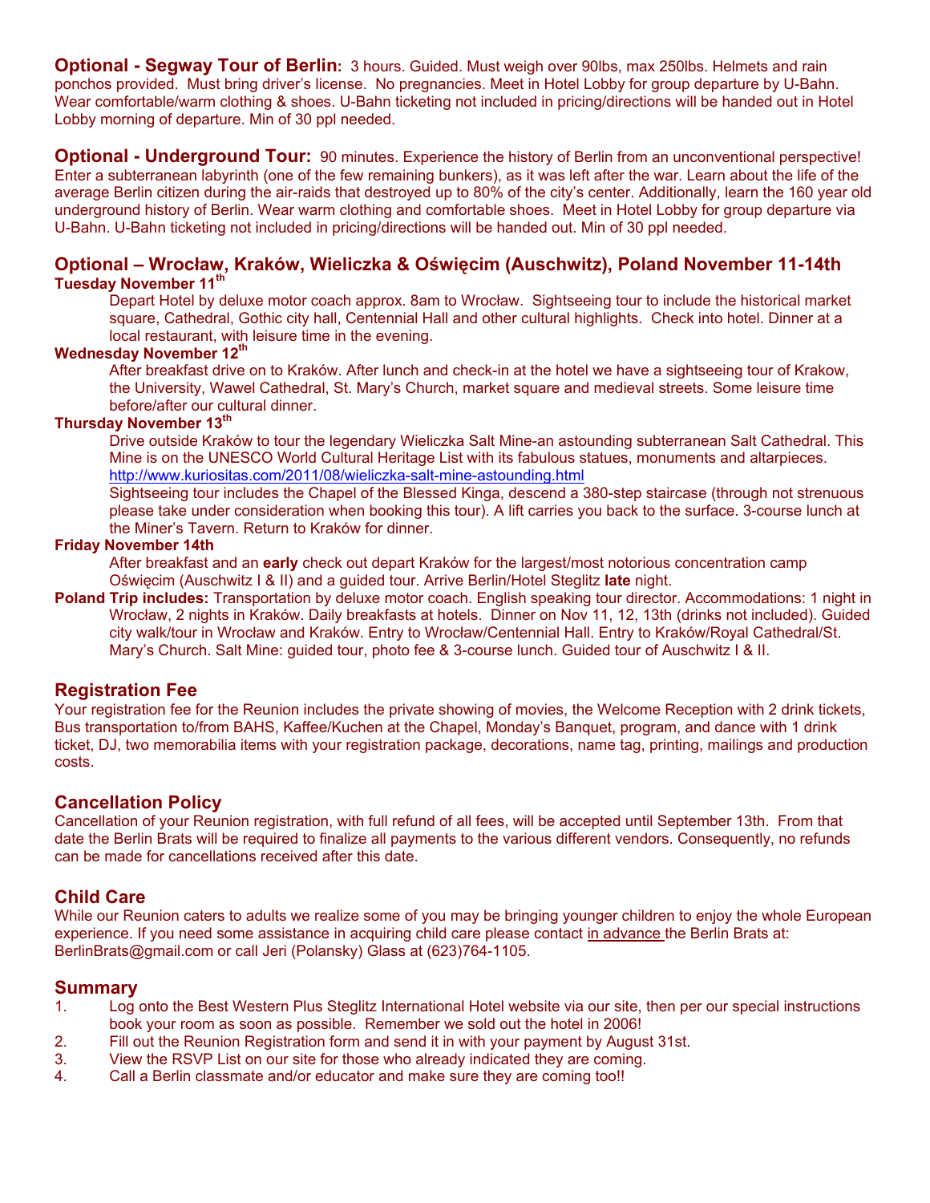**Optional - Segway Tour of Berlin:** 3 hours. Guided. Must weigh over 90lbs, max 250lbs. Helmets and rain ponchos provided. Must bring driver's license. No pregnancies. Meet in Hotel Lobby for group departure by U-Bahn. Wear comfortable/warm clothing & shoes. U-Bahn ticketing not included in pricing/directions will be handed out in Hotel Lobby morning of departure. Min of 30 ppl needed.

**Optional - Underground Tour:** 90 minutes. Experience the history of Berlin from an unconventional perspective! Enter a subterranean labyrinth (one of the few remaining bunkers), as it was left after the war. Learn about the life of the average Berlin citizen during the air-raids that destroyed up to 80% of the city's center. Additionally, learn the 160 year old underground history of Berlin. Wear warm clothing and comfortable shoes. Meet in Hotel Lobby for group departure via U-Bahn. U-Bahn ticketing not included in pricing/directions will be handed out. Min of 30 ppl needed.

## Optional – Wrocław, Kraków, Wieliczka & Oświęcim (Auschwitz), Poland November 11-14th

**Tuesday November 11th**

Depart Hotel by deluxe motor coach approx. 8am to Wrocław. Sightseeing tour to include the historical market square, Cathedral, Gothic city hall, Centennial Hall and other cultural highlights. Check into hotel. Dinner at a local restaurant, with leisure time in the evening.

**Wednesday November 12th**

After breakfast drive on to Kraków. After lunch and check-in at the hotel we have a sightseeing tour of Krakow, the University, Wawel Cathedral, St. Mary's Church, market square and medieval streets. Some leisure time before/after our cultural dinner.

**Thursday November 13th**

Drive outside Kraków to tour the legendary Wieliczka Salt Mine-an astounding subterranean Salt Cathedral. This Mine is on the UNESCO World Cultural Heritage List with its fabulous statues, monuments and altarpieces. http://www.kuriositas.com/2011/08/wieliczka-salt-mine-astounding.html

Sightseeing tour includes the Chapel of the Blessed Kinga, descend a 380-step staircase (through not strenuous please take under consideration when booking this tour). A lift carries you back to the surface. 3-course lunch at the Miner's Tavern. Return to Kraków for dinner.

**Friday November 14th**

After breakfast and an **early** check out depart Kraków for the largest/most notorious concentration camp Oświęcim (Auschwitz I & II) and a guided tour. Arrive Berlin/Hotel Steglitz **late** night.

**Poland Trip includes:** Transportation by deluxe motor coach. English speaking tour director. Accommodations: 1 night in Wrocław, 2 nights in Kraków. Daily breakfasts at hotels. Dinner on Nov 11, 12, 13th (drinks not included). Guided city walk/tour in Wrocław and Kraków. Entry to Wrocław/Centennial Hall. Entry to Kraków/Royal Cathedral/St. Mary's Church. Salt Mine: guided tour, photo fee & 3-course lunch. Guided tour of Auschwitz I & II.

## Registration Fee

Your registration fee for the Reunion includes the private showing of movies, the Welcome Reception with 2 drink tickets, Bus transportation to/from BAHS, Kaffee/Kuchen at the Chapel, Monday's Banquet, program, and dance with 1 drink ticket, DJ, two memorabilia items with your registration package, decorations, name tag, printing, mailings and production costs.

## Cancellation Policy

Cancellation of your Reunion registration, with full refund of all fees, will be accepted until September 13th. From that date the Berlin Brats will be required to finalize all payments to the various different vendors. Consequently, no refunds can be made for cancellations received after this date.

## Child Care

While our Reunion caters to adults we realize some of you may be bringing younger children to enjoy the whole European experience. If you need some assistance in acquiring child care please contact in advance the Berlin Brats at: BerlinBrats@gmail.com or call Jeri (Polansky) Glass at (623)764-1105.

## Summary

1. Log onto the Best Western Plus Steglitz International Hotel website via our site, then per our special instructions book your room as soon as possible. Remember we sold out the hotel in 2006!
2. Fill out the Reunion Registration form and send it in with your payment by August 31st.
3. View the RSVP List on our site for those who already indicated they are coming.
4. Call a Berlin classmate and/or educator and make sure they are coming too!!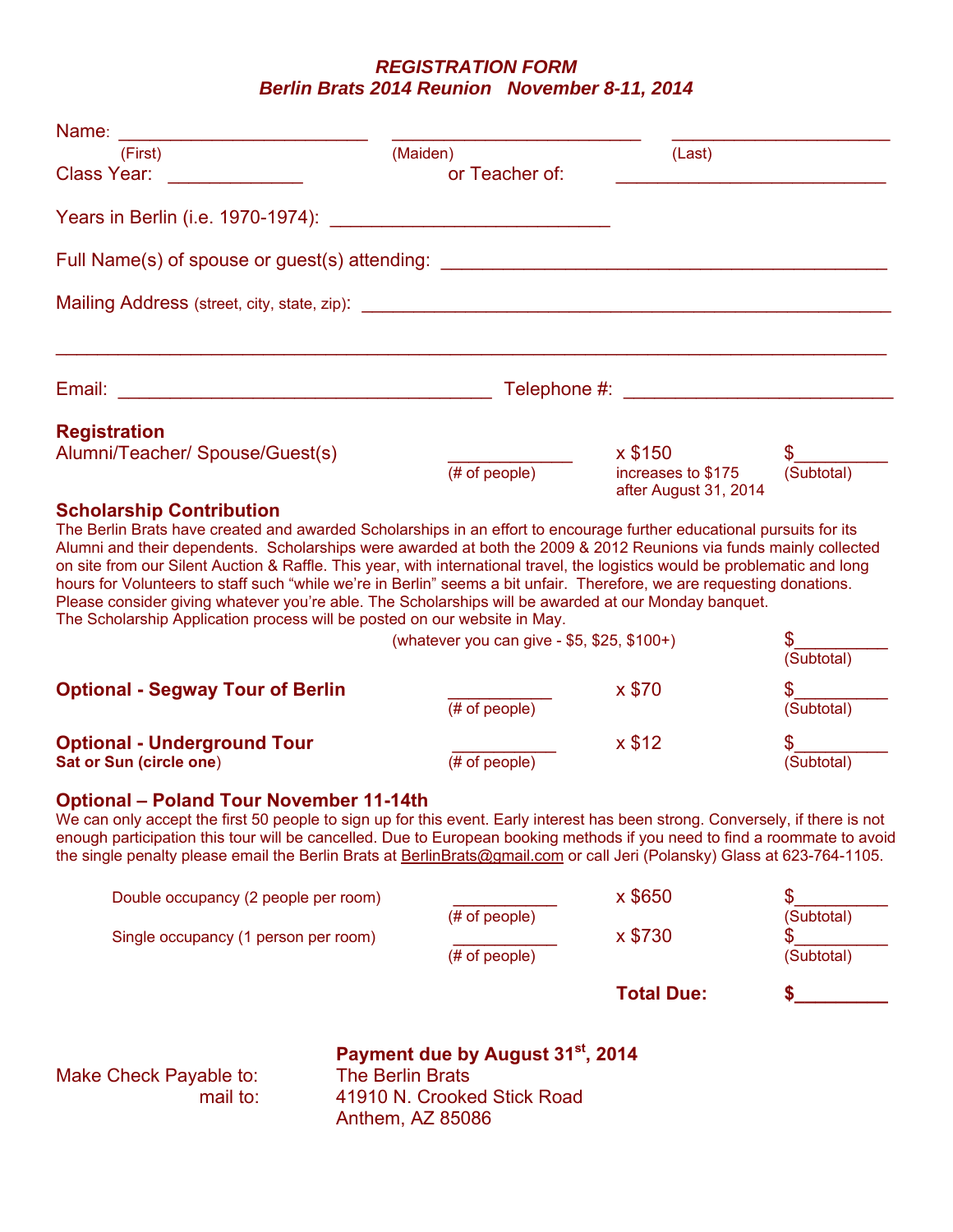# *REGISTRATION FORM*
## *Berlin Brats 2014 Reunion November 8-11, 2014*

Name: ______________________ ______________________ ______________________
(First) (Maiden) (Last)

Class Year: ____________ or Teacher of: ________________________

Years in Berlin (i.e. 1970-1974): ________________________

Full Name(s) of spouse or guest(s) attending: ________________________________________

Mailing Address (street, city, state, zip): ________________________________________

____________________________________________________________________________

Email: ________________________________ Telephone #: ________________________

**Registration**

Alumni/Teacher/ Spouse/Guest(s) ____________ (# of people) x $150 increases to $175 after August 31, 2014 $_________ (Subtotal)

**Scholarship Contribution**

The Berlin Brats have created and awarded Scholarships in an effort to encourage further educational pursuits for its Alumni and their dependents. Scholarships were awarded at both the 2009 & 2012 Reunions via funds mainly collected on site from our Silent Auction & Raffle. This year, with international travel, the logistics would be problematic and long hours for Volunteers to staff such "while we're in Berlin" seems a bit unfair. Therefore, we are requesting donations. Please consider giving whatever you're able. The Scholarships will be awarded at our Monday banquet.
The Scholarship Application process will be posted on our website in May.

(whatever you can give - $5, $25, $100+) $_________ (Subtotal)

**Optional - Segway Tour of Berlin** __________ (# of people) x $70 $_________ (Subtotal)

**Optional - Underground Tour**
**Sat or Sun (circle one**) __________ (# of people) x $12 $_________ (Subtotal)

**Optional – Poland Tour November 11-14th**

We can only accept the first 50 people to sign up for this event. Early interest has been strong. Conversely, if there is not enough participation this tour will be cancelled. Due to European booking methods if you need to find a roommate to avoid the single penalty please email the Berlin Brats at BerlinBrats@gmail.com or call Jeri (Polansky) Glass at 623-764-1105.

Double occupancy (2 people per room) __________ (# of people) x $650 $_________ (Subtotal)

Single occupancy (1 person per room) __________ (# of people) x $730 $_________ (Subtotal)

**Total Due: $_________**

**Payment due by August 31st, 2014**

Make Check Payable to: The Berlin Brats
mail to: 41910 N. Crooked Stick Road
Anthem, AZ 85086